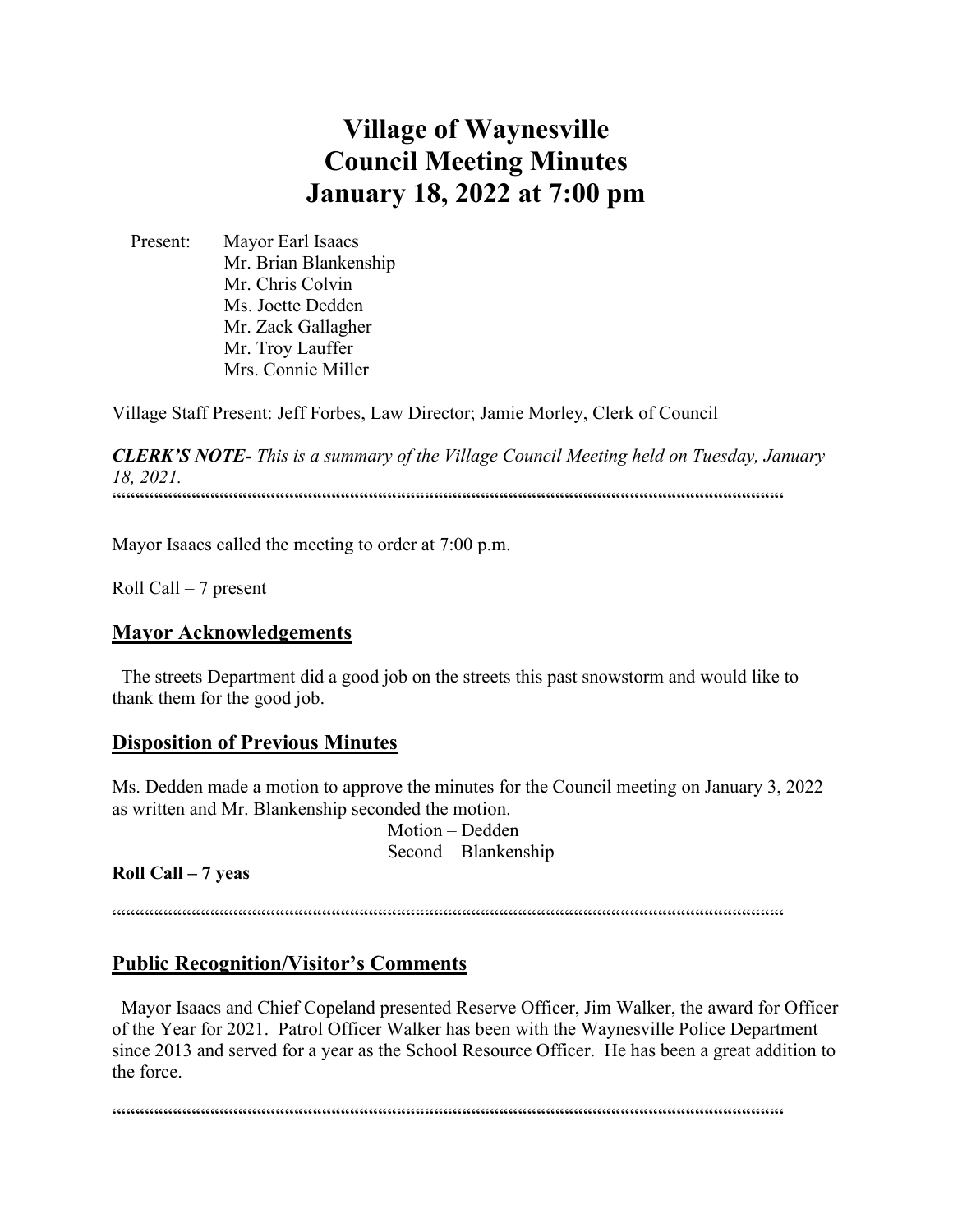# Village of Waynesville
# Council Meeting Minutes
# January 18, 2022 at 7:00 pm

Present: Mayor Earl Isaacs
Mr. Brian Blankenship
Mr. Chris Colvin
Ms. Joette Dedden
Mr. Zack Gallagher
Mr. Troy Lauffer
Mrs. Connie Miller

Village Staff Present: Jeff Forbes, Law Director; Jamie Morley, Clerk of Council

***CLERK'S NOTE-*** *This is a summary of the Village Council Meeting held on Tuesday, January 18, 2021.*

---

Mayor Isaacs called the meeting to order at 7:00 p.m.

Roll Call – 7 present

## Mayor Acknowledgements

The streets Department did a good job on the streets this past snowstorm and would like to thank them for the good job.

## Disposition of Previous Minutes

Ms. Dedden made a motion to approve the minutes for the Council meeting on January 3, 2022 as written and Mr. Blankenship seconded the motion.

Motion – Dedden
Second – Blankenship

**Roll Call – 7 yeas**

---

## Public Recognition/Visitor's Comments

Mayor Isaacs and Chief Copeland presented Reserve Officer, Jim Walker, the award for Officer of the Year for 2021. Patrol Officer Walker has been with the Waynesville Police Department since 2013 and served for a year as the School Resource Officer. He has been a great addition to the force.

---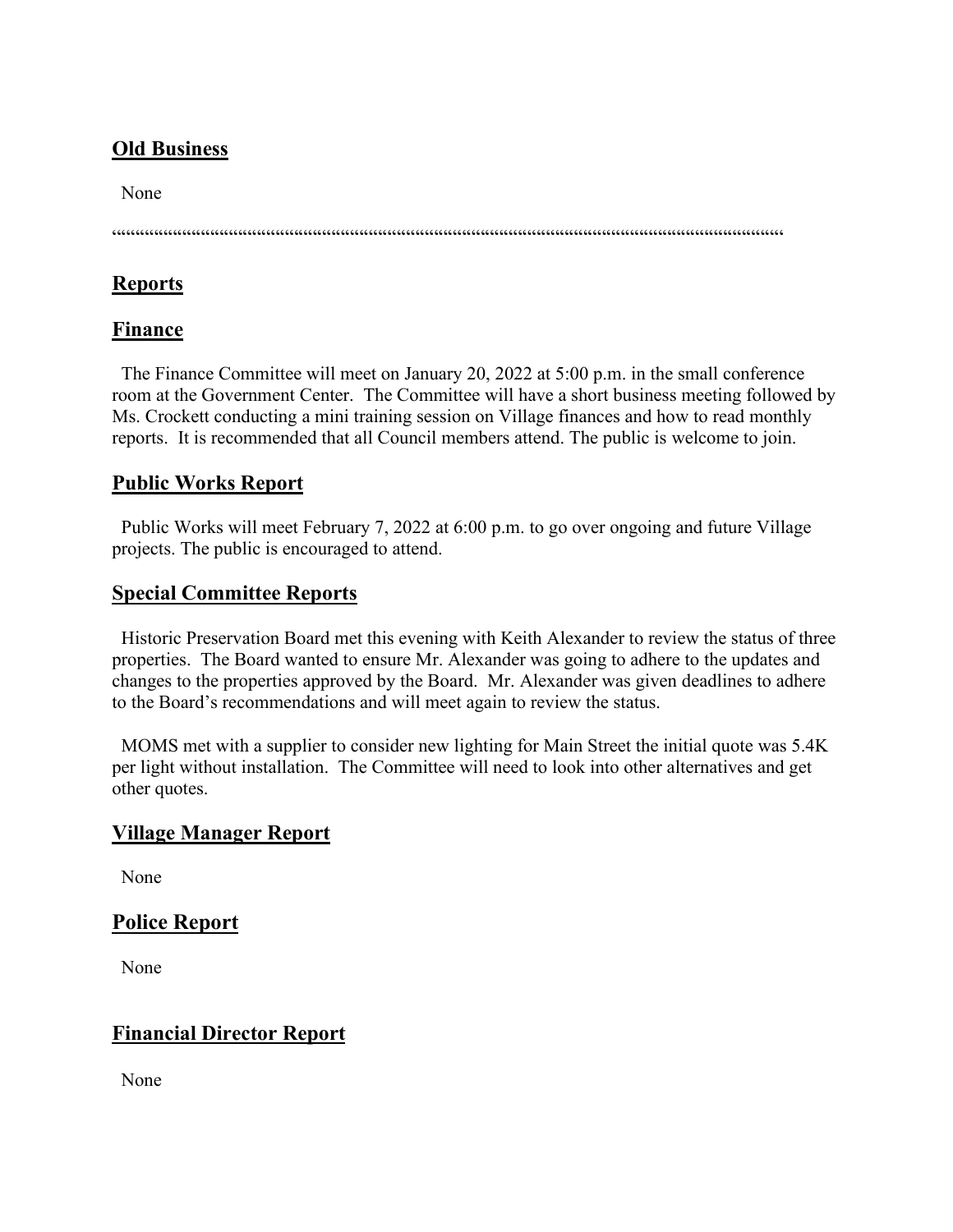## Old Business

None

““““““““““““““““““““““““““““““““““““““““““““““““““““““““““““““““““““““““““““““““““““““

## Reports

## Finance

The Finance Committee will meet on January 20, 2022 at 5:00 p.m. in the small conference room at the Government Center. The Committee will have a short business meeting followed by Ms. Crockett conducting a mini training session on Village finances and how to read monthly reports. It is recommended that all Council members attend. The public is welcome to join.

## Public Works Report

Public Works will meet February 7, 2022 at 6:00 p.m. to go over ongoing and future Village projects. The public is encouraged to attend.

## Special Committee Reports

Historic Preservation Board met this evening with Keith Alexander to review the status of three properties. The Board wanted to ensure Mr. Alexander was going to adhere to the updates and changes to the properties approved by the Board. Mr. Alexander was given deadlines to adhere to the Board's recommendations and will meet again to review the status.

MOMS met with a supplier to consider new lighting for Main Street the initial quote was 5.4K per light without installation. The Committee will need to look into other alternatives and get other quotes.

## Village Manager Report

None

## Police Report

None

## Financial Director Report

None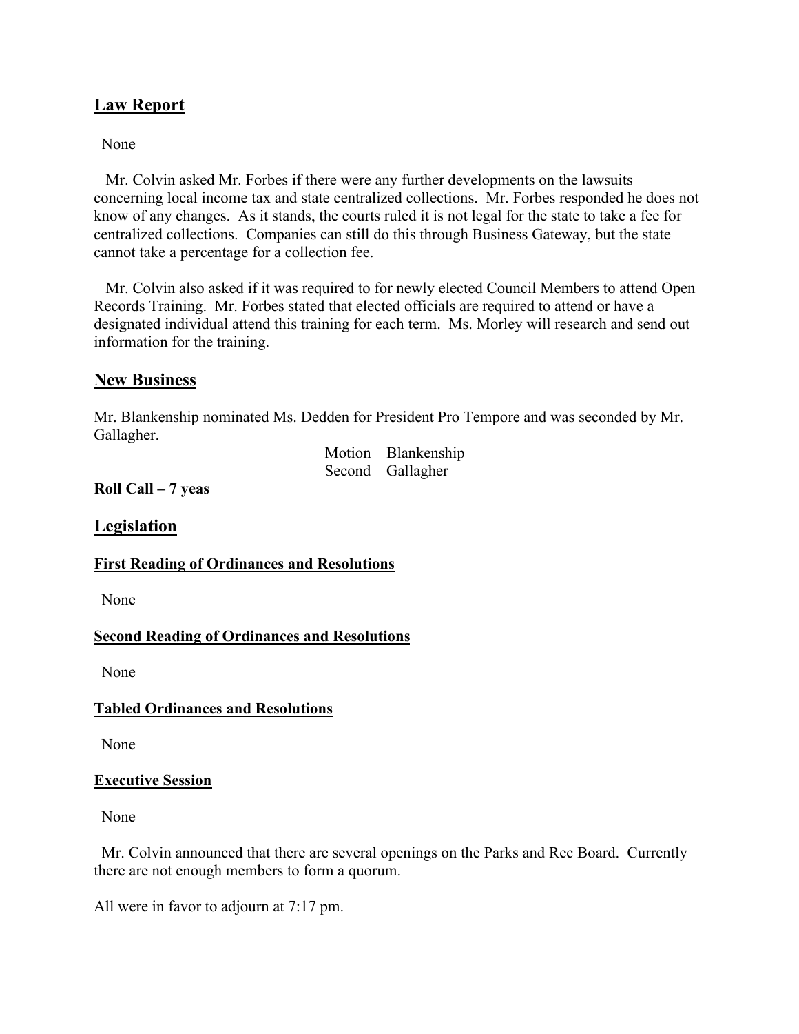## Law Report

None

Mr. Colvin asked Mr. Forbes if there were any further developments on the lawsuits concerning local income tax and state centralized collections. Mr. Forbes responded he does not know of any changes. As it stands, the courts ruled it is not legal for the state to take a fee for centralized collections. Companies can still do this through Business Gateway, but the state cannot take a percentage for a collection fee.

Mr. Colvin also asked if it was required to for newly elected Council Members to attend Open Records Training. Mr. Forbes stated that elected officials are required to attend or have a designated individual attend this training for each term. Ms. Morley will research and send out information for the training.

## New Business

Mr. Blankenship nominated Ms. Dedden for President Pro Tempore and was seconded by Mr. Gallagher.

Motion – Blankenship
Second – Gallagher

**Roll Call – 7 yeas**

## Legislation

### First Reading of Ordinances and Resolutions

None

### Second Reading of Ordinances and Resolutions

None

### Tabled Ordinances and Resolutions

None

### Executive Session

None

Mr. Colvin announced that there are several openings on the Parks and Rec Board. Currently there are not enough members to form a quorum.

All were in favor to adjourn at 7:17 pm.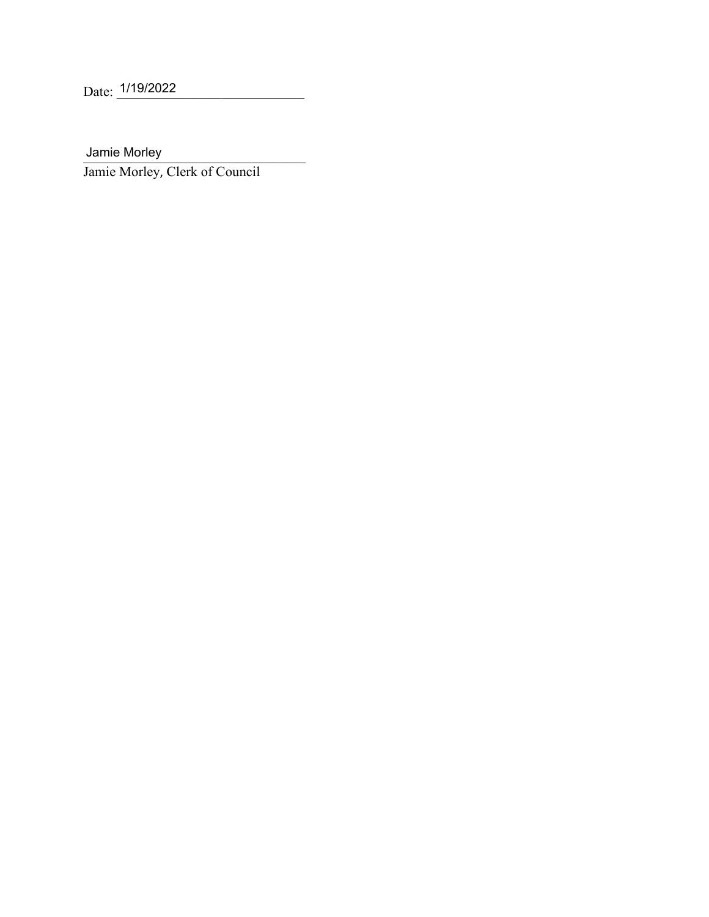Date: 1/19/2022

Jamie Morley

Jamie Morley, Clerk of Council